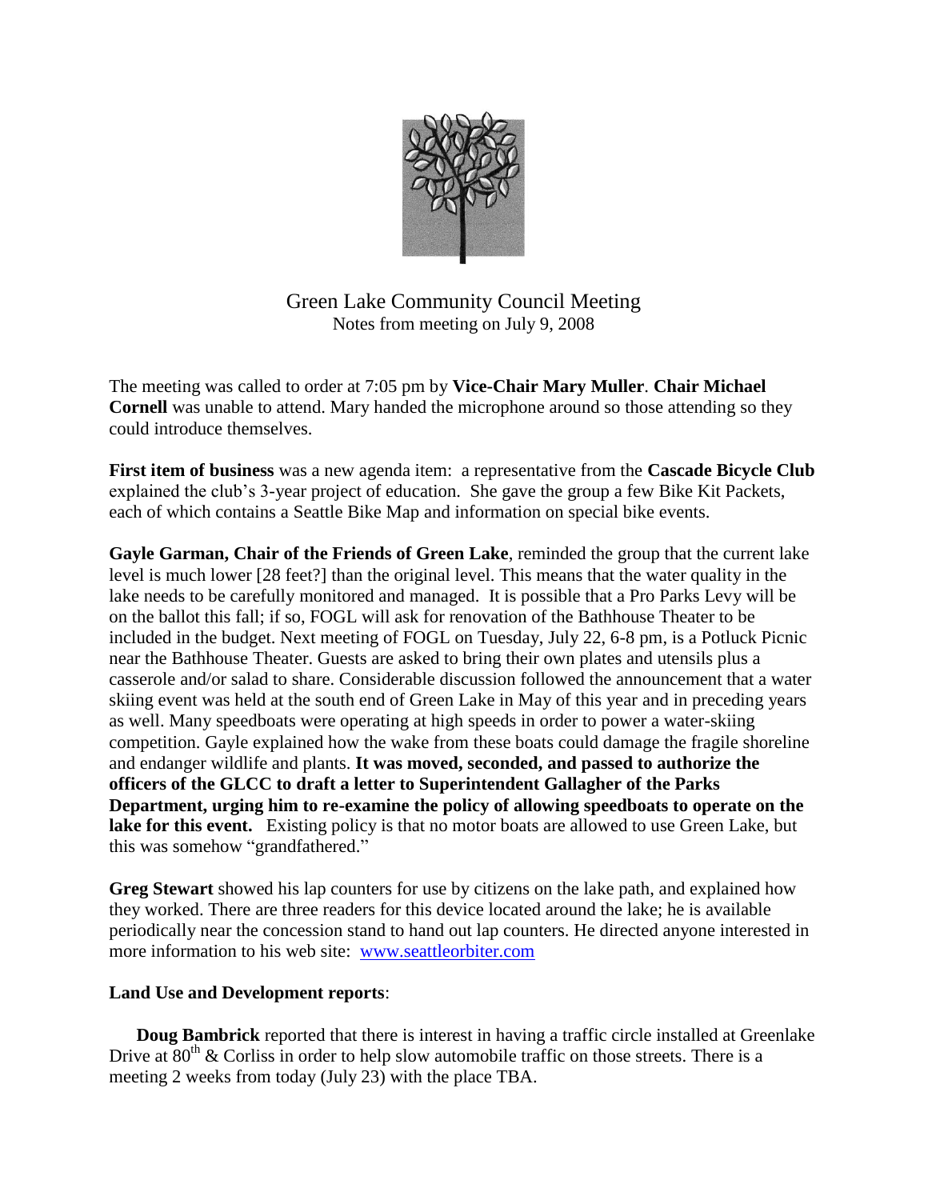# Green Lake Community Council Meeting

Notes from meeting on July 9, 2008

The meeting was called to order at 7:05 pm by **Vice-Chair Mary Muller**. **Chair Michael Cornell** was unable to attend. Mary handed the microphone around so those attending so they could introduce themselves.

**First item of business** was a new agenda item: a representative from the **Cascade Bicycle Club** explained the club's 3-year project of education. She gave the group a few Bike Kit Packets, each of which contains a Seattle Bike Map and information on special bike events.

**Gayle Garman, Chair of the Friends of Green Lake**, reminded the group that the current lake level is much lower [28 feet?] than the original level. This means that the water quality in the lake needs to be carefully monitored and managed. It is possible that a Pro Parks Levy will be on the ballot this fall; if so, FOGL will ask for renovation of the Bathhouse Theater to be included in the budget. Next meeting of FOGL on Tuesday, July 22, 6-8 pm, is a Potluck Picnic near the Bathhouse Theater. Guests are asked to bring their own plates and utensils plus a casserole and/or salad to share. Considerable discussion followed the announcement that a water skiing event was held at the south end of Green Lake in May of this year and in preceding years as well. Many speedboats were operating at high speeds in order to power a water-skiing competition. Gayle explained how the wake from these boats could damage the fragile shoreline and endanger wildlife and plants. **It was moved, seconded, and passed to authorize the officers of the GLCC to draft a letter to Superintendent Gallagher of the Parks Department, urging him to re-examine the policy of allowing speedboats to operate on the lake for this event.** Existing policy is that no motor boats are allowed to use Green Lake, but this was somehow "grandfathered."

**Greg Stewart** showed his lap counters for use by citizens on the lake path, and explained how they worked. There are three readers for this device located around the lake; he is available periodically near the concession stand to hand out lap counters. He directed anyone interested in more information to his web site: [www.seattleorbiter.com](http://www.seattleorbiter.com)

**Land Use and Development reports**:

**Doug Bambrick** reported that there is interest in having a traffic circle installed at Greenlake Drive at 80th & Corliss in order to help slow automobile traffic on those streets. There is a meeting 2 weeks from today (July 23) with the place TBA.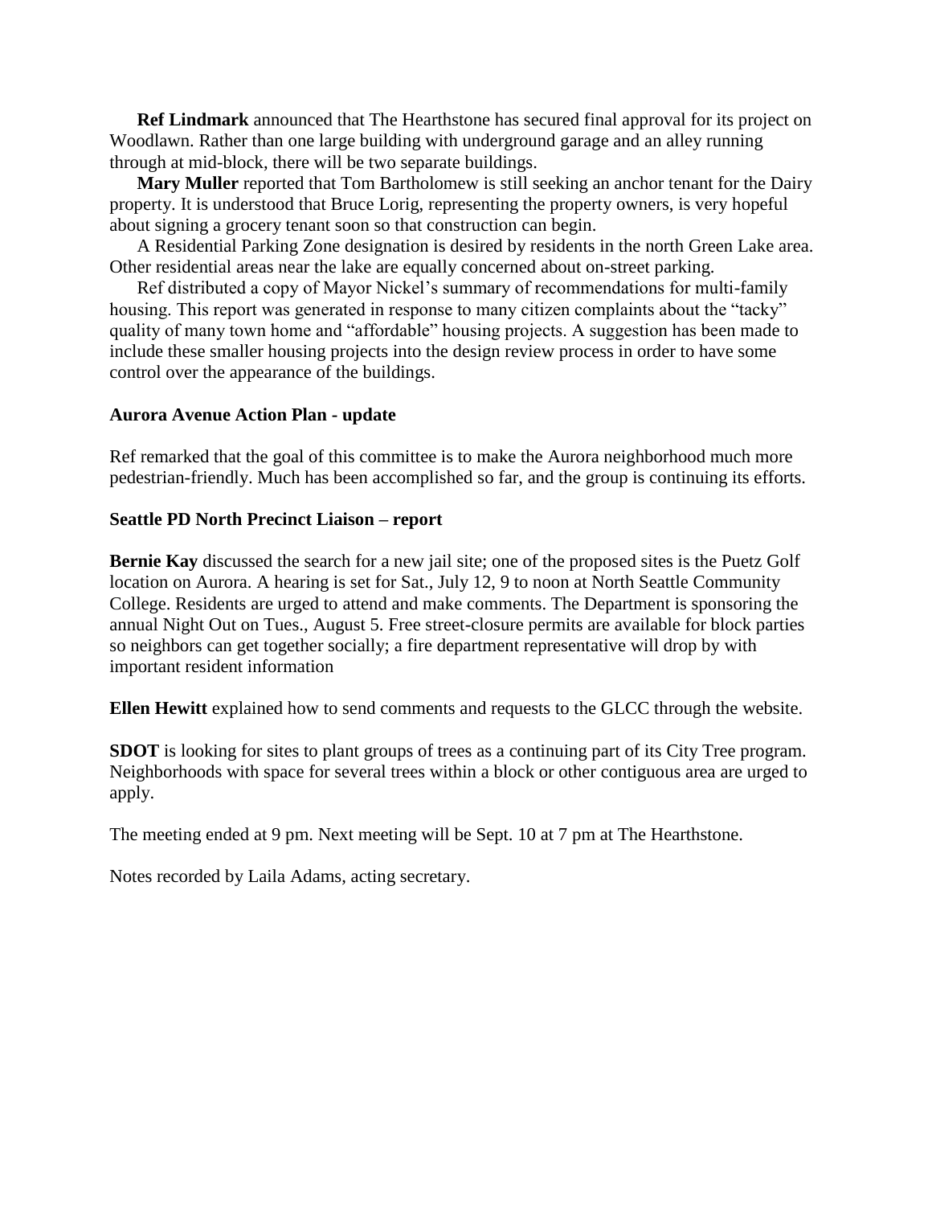**Ref Lindmark** announced that The Hearthstone has secured final approval for its project on Woodlawn. Rather than one large building with underground garage and an alley running through at mid-block, there will be two separate buildings.

**Mary Muller** reported that Tom Bartholomew is still seeking an anchor tenant for the Dairy property. It is understood that Bruce Lorig, representing the property owners, is very hopeful about signing a grocery tenant soon so that construction can begin.

A Residential Parking Zone designation is desired by residents in the north Green Lake area. Other residential areas near the lake are equally concerned about on-street parking.

Ref distributed a copy of Mayor Nickel's summary of recommendations for multi-family housing. This report was generated in response to many citizen complaints about the "tacky" quality of many town home and "affordable" housing projects. A suggestion has been made to include these smaller housing projects into the design review process in order to have some control over the appearance of the buildings.

**Aurora Avenue Action Plan - update**

Ref remarked that the goal of this committee is to make the Aurora neighborhood much more pedestrian-friendly. Much has been accomplished so far, and the group is continuing its efforts.

**Seattle PD North Precinct Liaison – report**

**Bernie Kay** discussed the search for a new jail site; one of the proposed sites is the Puetz Golf location on Aurora. A hearing is set for Sat., July 12, 9 to noon at North Seattle Community College. Residents are urged to attend and make comments. The Department is sponsoring the annual Night Out on Tues., August 5. Free street-closure permits are available for block parties so neighbors can get together socially; a fire department representative will drop by with important resident information

**Ellen Hewitt** explained how to send comments and requests to the GLCC through the website.

**SDOT** is looking for sites to plant groups of trees as a continuing part of its City Tree program. Neighborhoods with space for several trees within a block or other contiguous area are urged to apply.

The meeting ended at 9 pm. Next meeting will be Sept. 10 at 7 pm at The Hearthstone.

Notes recorded by Laila Adams, acting secretary.